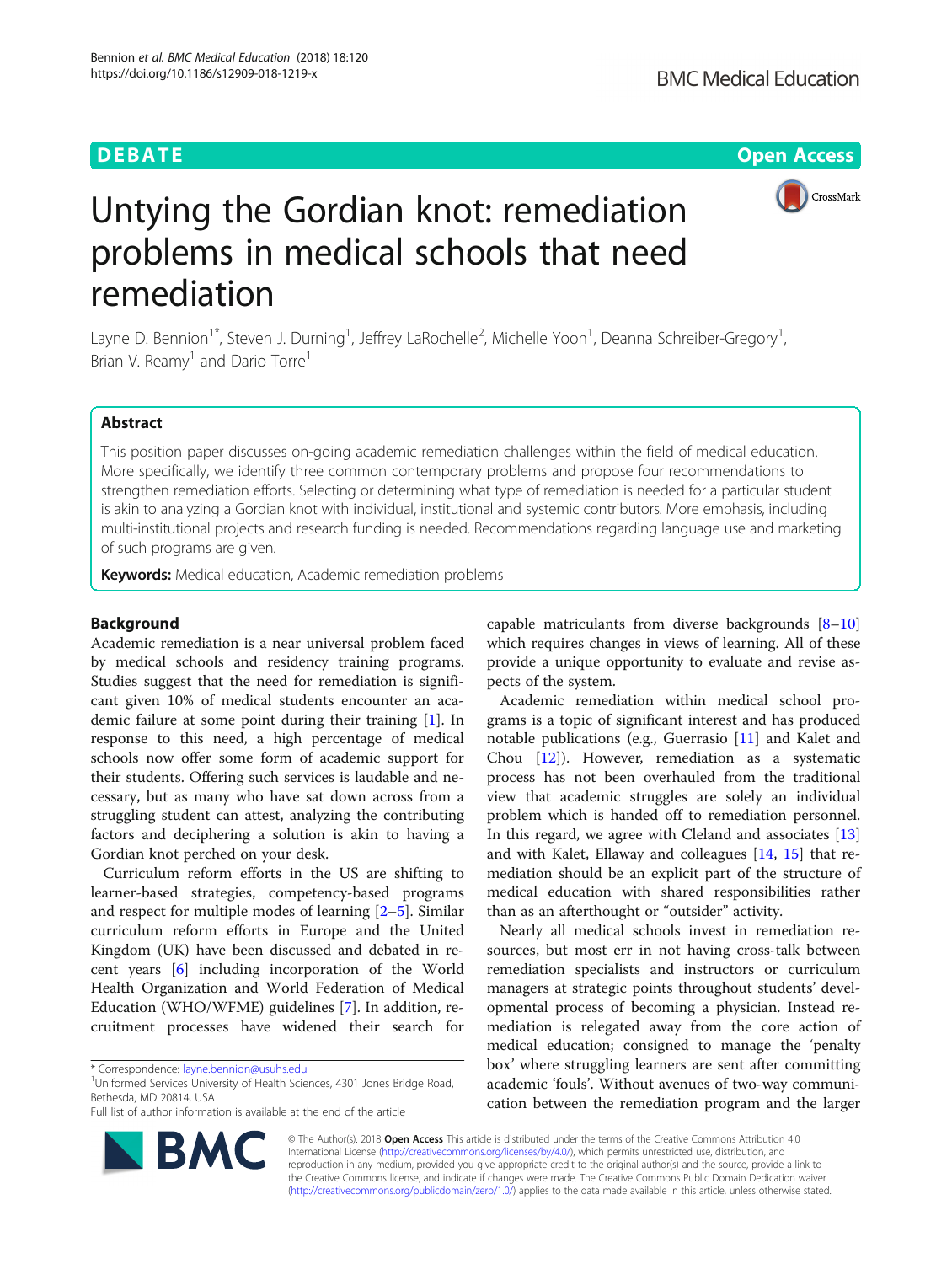DEBATE Open Access

# Untying the Gordian knot: remediation problems in medical schools that need remediation

Layne D. Bennion[1*], Steven J. Durning[1], Jeffrey LaRochelle[2], Michelle Yoon[1], Deanna Schreiber-Gregory[1], Brian V. Reamy[1] and Dario Torre[1]

## Abstract

This position paper discusses on-going academic remediation challenges within the field of medical education. More specifically, we identify three common contemporary problems and propose four recommendations to strengthen remediation efforts. Selecting or determining what type of remediation is needed for a particular student is akin to analyzing a Gordian knot with individual, institutional and systemic contributors. More emphasis, including multi-institutional projects and research funding is needed. Recommendations regarding language use and marketing of such programs are given.

**Keywords:** Medical education, Academic remediation problems

## Background

Academic remediation is a near universal problem faced by medical schools and residency training programs. Studies suggest that the need for remediation is significant given 10% of medical students encounter an academic failure at some point during their training [1]. In response to this need, a high percentage of medical schools now offer some form of academic support for their students. Offering such services is laudable and necessary, but as many who have sat down across from a struggling student can attest, analyzing the contributing factors and deciphering a solution is akin to having a Gordian knot perched on your desk.

Curriculum reform efforts in the US are shifting to learner-based strategies, competency-based programs and respect for multiple modes of learning [2–5]. Similar curriculum reform efforts in Europe and the United Kingdom (UK) have been discussed and debated in recent years [6] including incorporation of the World Health Organization and World Federation of Medical Education (WHO/WFME) guidelines [7]. In addition, recruitment processes have widened their search for capable matriculants from diverse backgrounds [8–10] which requires changes in views of learning. All of these provide a unique opportunity to evaluate and revise aspects of the system.

Academic remediation within medical school programs is a topic of significant interest and has produced notable publications (e.g., Guerrasio [11] and Kalet and Chou [12]). However, remediation as a systematic process has not been overhauled from the traditional view that academic struggles are solely an individual problem which is handed off to remediation personnel. In this regard, we agree with Cleland and associates [13] and with Kalet, Ellaway and colleagues [14, 15] that remediation should be an explicit part of the structure of medical education with shared responsibilities rather than as an afterthought or "outsider" activity.

Nearly all medical schools invest in remediation resources, but most err in not having cross-talk between remediation specialists and instructors or curriculum managers at strategic points throughout students' developmental process of becoming a physician. Instead remediation is relegated away from the core action of medical education; consigned to manage the 'penalty box' where struggling learners are sent after committing academic 'fouls'. Without avenues of two-way communication between the remediation program and the larger

* Correspondence: layne.bennion@usuhs.edu
[1]Uniformed Services University of Health Sciences, 4301 Jones Bridge Road, Bethesda, MD 20814, USA
Full list of author information is available at the end of the article

© The Author(s). 2018 **Open Access** This article is distributed under the terms of the Creative Commons Attribution 4.0 International License (http://creativecommons.org/licenses/by/4.0/), which permits unrestricted use, distribution, and reproduction in any medium, provided you give appropriate credit to the original author(s) and the source, provide a link to the Creative Commons license, and indicate if changes were made. The Creative Commons Public Domain Dedication waiver (http://creativecommons.org/publicdomain/zero/1.0/) applies to the data made available in this article, unless otherwise stated.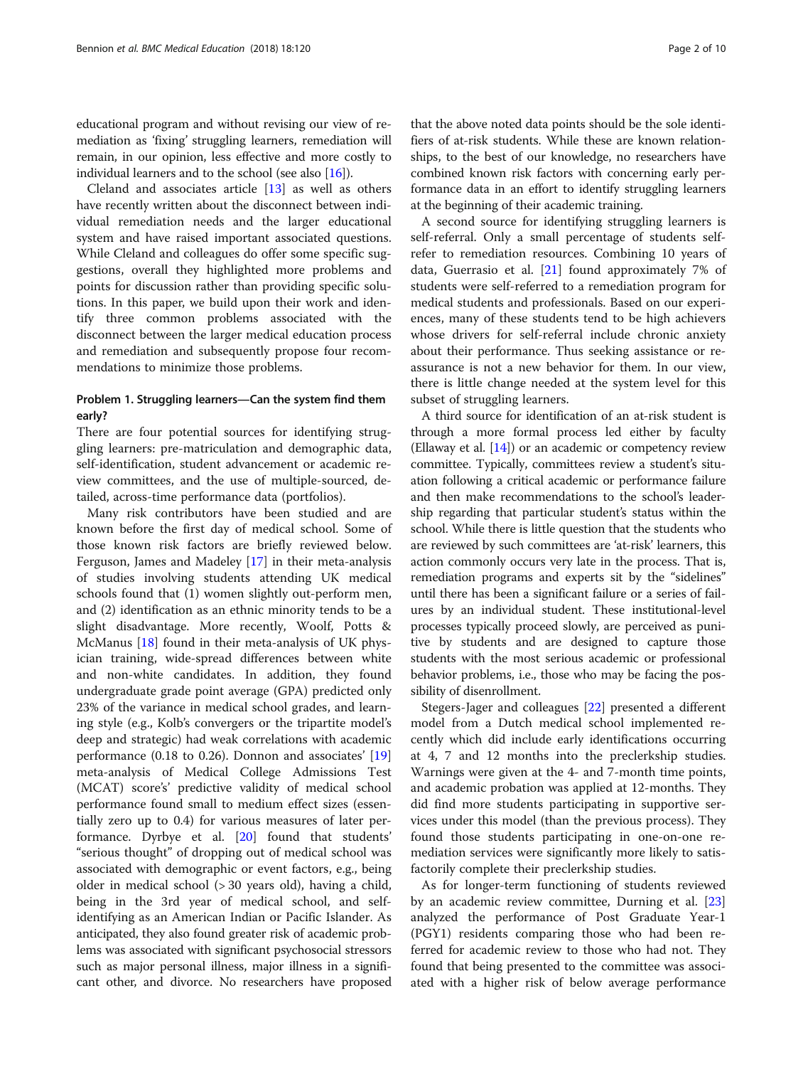educational program and without revising our view of remediation as 'fixing' struggling learners, remediation will remain, in our opinion, less effective and more costly to individual learners and to the school (see also [16]).

Cleland and associates article [13] as well as others have recently written about the disconnect between individual remediation needs and the larger educational system and have raised important associated questions. While Cleland and colleagues do offer some specific suggestions, overall they highlighted more problems and points for discussion rather than providing specific solutions. In this paper, we build upon their work and identify three common problems associated with the disconnect between the larger medical education process and remediation and subsequently propose four recommendations to minimize those problems.

## Problem 1. Struggling learners—Can the system find them early?

There are four potential sources for identifying struggling learners: pre-matriculation and demographic data, self-identification, student advancement or academic review committees, and the use of multiple-sourced, detailed, across-time performance data (portfolios).

Many risk contributors have been studied and are known before the first day of medical school. Some of those known risk factors are briefly reviewed below. Ferguson, James and Madeley [17] in their meta-analysis of studies involving students attending UK medical schools found that (1) women slightly out-perform men, and (2) identification as an ethnic minority tends to be a slight disadvantage. More recently, Woolf, Potts & McManus [18] found in their meta-analysis of UK physician training, wide-spread differences between white and non-white candidates. In addition, they found undergraduate grade point average (GPA) predicted only 23% of the variance in medical school grades, and learning style (e.g., Kolb's convergers or the tripartite model's deep and strategic) had weak correlations with academic performance (0.18 to 0.26). Donnon and associates' [19] meta-analysis of Medical College Admissions Test (MCAT) score's' predictive validity of medical school performance found small to medium effect sizes (essentially zero up to 0.4) for various measures of later performance. Dyrbye et al. [20] found that students' "serious thought" of dropping out of medical school was associated with demographic or event factors, e.g., being older in medical school (> 30 years old), having a child, being in the 3rd year of medical school, and self-identifying as an American Indian or Pacific Islander. As anticipated, they also found greater risk of academic problems was associated with significant psychosocial stressors such as major personal illness, major illness in a significant other, and divorce. No researchers have proposed that the above noted data points should be the sole identifiers of at-risk students. While these are known relationships, to the best of our knowledge, no researchers have combined known risk factors with concerning early performance data in an effort to identify struggling learners at the beginning of their academic training.

A second source for identifying struggling learners is self-referral. Only a small percentage of students self-refer to remediation resources. Combining 10 years of data, Guerrasio et al. [21] found approximately 7% of students were self-referred to a remediation program for medical students and professionals. Based on our experiences, many of these students tend to be high achievers whose drivers for self-referral include chronic anxiety about their performance. Thus seeking assistance or reassurance is not a new behavior for them. In our view, there is little change needed at the system level for this subset of struggling learners.

A third source for identification of an at-risk student is through a more formal process led either by faculty (Ellaway et al. [14]) or an academic or competency review committee. Typically, committees review a student's situation following a critical academic or performance failure and then make recommendations to the school's leadership regarding that particular student's status within the school. While there is little question that the students who are reviewed by such committees are 'at-risk' learners, this action commonly occurs very late in the process. That is, remediation programs and experts sit by the "sidelines" until there has been a significant failure or a series of failures by an individual student. These institutional-level processes typically proceed slowly, are perceived as punitive by students and are designed to capture those students with the most serious academic or professional behavior problems, i.e., those who may be facing the possibility of disenrollment.

Stegers-Jager and colleagues [22] presented a different model from a Dutch medical school implemented recently which did include early identifications occurring at 4, 7 and 12 months into the preclerkship studies. Warnings were given at the 4- and 7-month time points, and academic probation was applied at 12-months. They did find more students participating in supportive services under this model (than the previous process). They found those students participating in one-on-one remediation services were significantly more likely to satisfactorily complete their preclerkship studies.

As for longer-term functioning of students reviewed by an academic review committee, Durning et al. [23] analyzed the performance of Post Graduate Year-1 (PGY1) residents comparing those who had been referred for academic review to those who had not. They found that being presented to the committee was associated with a higher risk of below average performance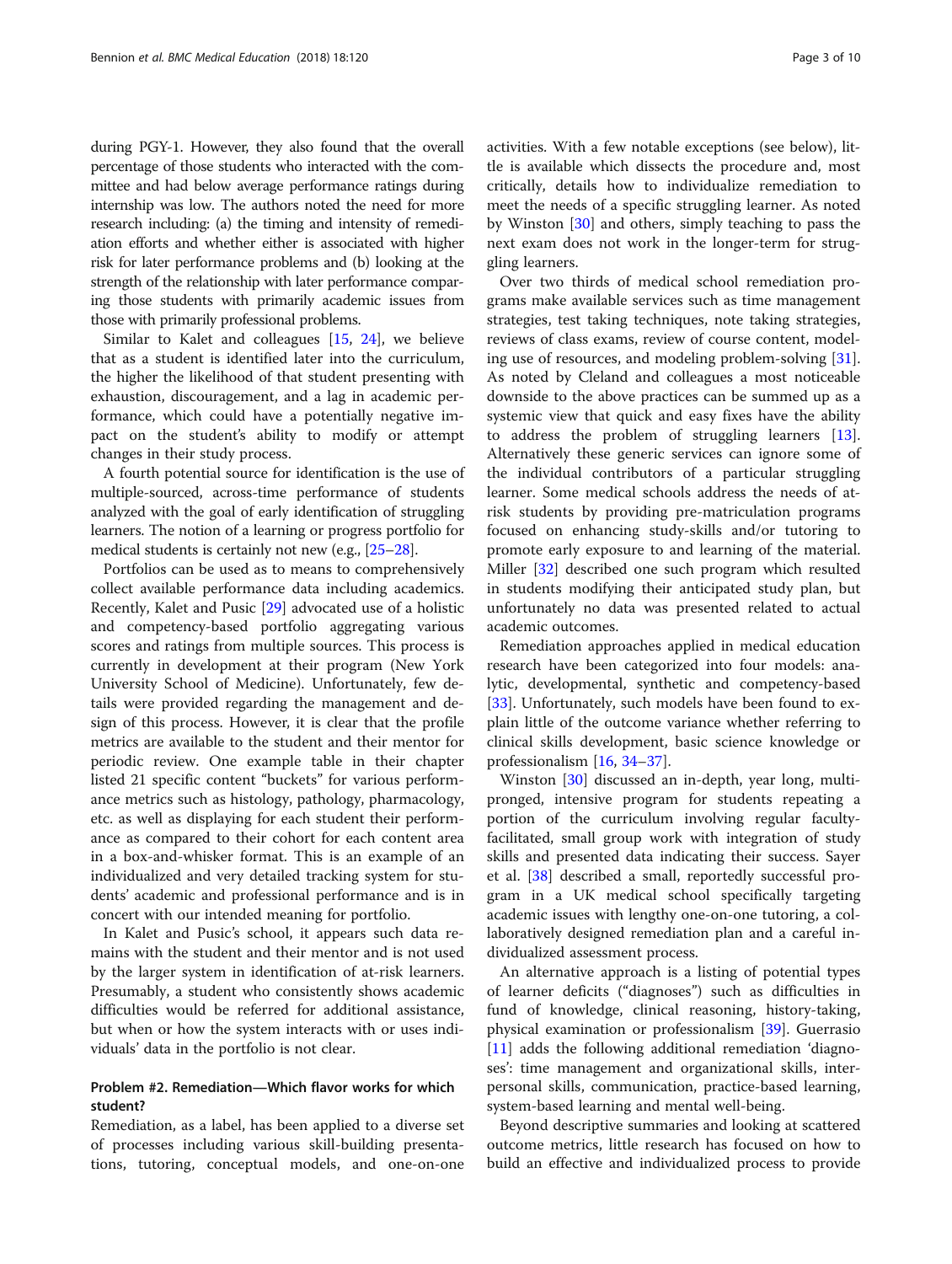during PGY-1. However, they also found that the overall percentage of those students who interacted with the committee and had below average performance ratings during internship was low. The authors noted the need for more research including: (a) the timing and intensity of remediation efforts and whether either is associated with higher risk for later performance problems and (b) looking at the strength of the relationship with later performance comparing those students with primarily academic issues from those with primarily professional problems.

Similar to Kalet and colleagues [15, 24], we believe that as a student is identified later into the curriculum, the higher the likelihood of that student presenting with exhaustion, discouragement, and a lag in academic performance, which could have a potentially negative impact on the student's ability to modify or attempt changes in their study process.

A fourth potential source for identification is the use of multiple-sourced, across-time performance of students analyzed with the goal of early identification of struggling learners. The notion of a learning or progress portfolio for medical students is certainly not new (e.g., [25–28].

Portfolios can be used as to means to comprehensively collect available performance data including academics. Recently, Kalet and Pusic [29] advocated use of a holistic and competency-based portfolio aggregating various scores and ratings from multiple sources. This process is currently in development at their program (New York University School of Medicine). Unfortunately, few details were provided regarding the management and design of this process. However, it is clear that the profile metrics are available to the student and their mentor for periodic review. One example table in their chapter listed 21 specific content "buckets" for various performance metrics such as histology, pathology, pharmacology, etc. as well as displaying for each student their performance as compared to their cohort for each content area in a box-and-whisker format. This is an example of an individualized and very detailed tracking system for students' academic and professional performance and is in concert with our intended meaning for portfolio.

In Kalet and Pusic's school, it appears such data remains with the student and their mentor and is not used by the larger system in identification of at-risk learners. Presumably, a student who consistently shows academic difficulties would be referred for additional assistance, but when or how the system interacts with or uses individuals' data in the portfolio is not clear.

### Problem #2. Remediation—Which flavor works for which student?

Remediation, as a label, has been applied to a diverse set of processes including various skill-building presentations, tutoring, conceptual models, and one-on-one activities. With a few notable exceptions (see below), little is available which dissects the procedure and, most critically, details how to individualize remediation to meet the needs of a specific struggling learner. As noted by Winston [30] and others, simply teaching to pass the next exam does not work in the longer-term for struggling learners.

Over two thirds of medical school remediation programs make available services such as time management strategies, test taking techniques, note taking strategies, reviews of class exams, review of course content, modeling use of resources, and modeling problem-solving [31]. As noted by Cleland and colleagues a most noticeable downside to the above practices can be summed up as a systemic view that quick and easy fixes have the ability to address the problem of struggling learners [13]. Alternatively these generic services can ignore some of the individual contributors of a particular struggling learner. Some medical schools address the needs of at-risk students by providing pre-matriculation programs focused on enhancing study-skills and/or tutoring to promote early exposure to and learning of the material. Miller [32] described one such program which resulted in students modifying their anticipated study plan, but unfortunately no data was presented related to actual academic outcomes.

Remediation approaches applied in medical education research have been categorized into four models: analytic, developmental, synthetic and competency-based [33]. Unfortunately, such models have been found to explain little of the outcome variance whether referring to clinical skills development, basic science knowledge or professionalism [16, 34–37].

Winston [30] discussed an in-depth, year long, multi-pronged, intensive program for students repeating a portion of the curriculum involving regular faculty-facilitated, small group work with integration of study skills and presented data indicating their success. Sayer et al. [38] described a small, reportedly successful program in a UK medical school specifically targeting academic issues with lengthy one-on-one tutoring, a collaboratively designed remediation plan and a careful individualized assessment process.

An alternative approach is a listing of potential types of learner deficits ("diagnoses") such as difficulties in fund of knowledge, clinical reasoning, history-taking, physical examination or professionalism [39]. Guerrasio [11] adds the following additional remediation 'diagnoses': time management and organizational skills, interpersonal skills, communication, practice-based learning, system-based learning and mental well-being.

Beyond descriptive summaries and looking at scattered outcome metrics, little research has focused on how to build an effective and individualized process to provide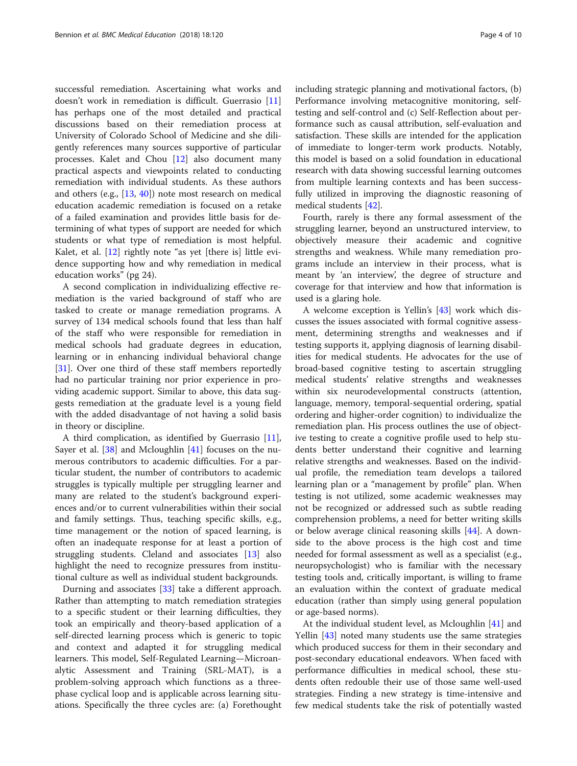successful remediation. Ascertaining what works and doesn't work in remediation is difficult. Guerrasio [11] has perhaps one of the most detailed and practical discussions based on their remediation process at University of Colorado School of Medicine and she diligently references many sources supportive of particular processes. Kalet and Chou [12] also document many practical aspects and viewpoints related to conducting remediation with individual students. As these authors and others (e.g., [13, 40]) note most research on medical education academic remediation is focused on a retake of a failed examination and provides little basis for determining of what types of support are needed for which students or what type of remediation is most helpful. Kalet, et al. [12] rightly note "as yet [there is] little evidence supporting how and why remediation in medical education works" (pg 24).

A second complication in individualizing effective remediation is the varied background of staff who are tasked to create or manage remediation programs. A survey of 134 medical schools found that less than half of the staff who were responsible for remediation in medical schools had graduate degrees in education, learning or in enhancing individual behavioral change [31]. Over one third of these staff members reportedly had no particular training nor prior experience in providing academic support. Similar to above, this data suggests remediation at the graduate level is a young field with the added disadvantage of not having a solid basis in theory or discipline.

A third complication, as identified by Guerrasio [11], Sayer et al. [38] and Mcloughlin [41] focuses on the numerous contributors to academic difficulties. For a particular student, the number of contributors to academic struggles is typically multiple per struggling learner and many are related to the student's background experiences and/or to current vulnerabilities within their social and family settings. Thus, teaching specific skills, e.g., time management or the notion of spaced learning, is often an inadequate response for at least a portion of struggling students. Cleland and associates [13] also highlight the need to recognize pressures from institutional culture as well as individual student backgrounds.

Durning and associates [33] take a different approach. Rather than attempting to match remediation strategies to a specific student or their learning difficulties, they took an empirically and theory-based application of a self-directed learning process which is generic to topic and context and adapted it for struggling medical learners. This model, Self-Regulated Learning—Microanalytic Assessment and Training (SRL-MAT), is a problem-solving approach which functions as a three-phase cyclical loop and is applicable across learning situations. Specifically the three cycles are: (a) Forethought including strategic planning and motivational factors, (b) Performance involving metacognitive monitoring, self-testing and self-control and (c) Self-Reflection about performance such as causal attribution, self-evaluation and satisfaction. These skills are intended for the application of immediate to longer-term work products. Notably, this model is based on a solid foundation in educational research with data showing successful learning outcomes from multiple learning contexts and has been successfully utilized in improving the diagnostic reasoning of medical students [42].

Fourth, rarely is there any formal assessment of the struggling learner, beyond an unstructured interview, to objectively measure their academic and cognitive strengths and weakness. While many remediation programs include an interview in their process, what is meant by 'an interview', the degree of structure and coverage for that interview and how that information is used is a glaring hole.

A welcome exception is Yellin's [43] work which discusses the issues associated with formal cognitive assessment, determining strengths and weaknesses and if testing supports it, applying diagnosis of learning disabilities for medical students. He advocates for the use of broad-based cognitive testing to ascertain struggling medical students' relative strengths and weaknesses within six neurodevelopmental constructs (attention, language, memory, temporal-sequential ordering, spatial ordering and higher-order cognition) to individualize the remediation plan. His process outlines the use of objective testing to create a cognitive profile used to help students better understand their cognitive and learning relative strengths and weaknesses. Based on the individual profile, the remediation team develops a tailored learning plan or a "management by profile" plan. When testing is not utilized, some academic weaknesses may not be recognized or addressed such as subtle reading comprehension problems, a need for better writing skills or below average clinical reasoning skills [44]. A downside to the above process is the high cost and time needed for formal assessment as well as a specialist (e.g., neuropsychologist) who is familiar with the necessary testing tools and, critically important, is willing to frame an evaluation within the context of graduate medical education (rather than simply using general population or age-based norms).

At the individual student level, as Mcloughlin [41] and Yellin [43] noted many students use the same strategies which produced success for them in their secondary and post-secondary educational endeavors. When faced with performance difficulties in medical school, these students often redouble their use of those same well-used strategies. Finding a new strategy is time-intensive and few medical students take the risk of potentially wasted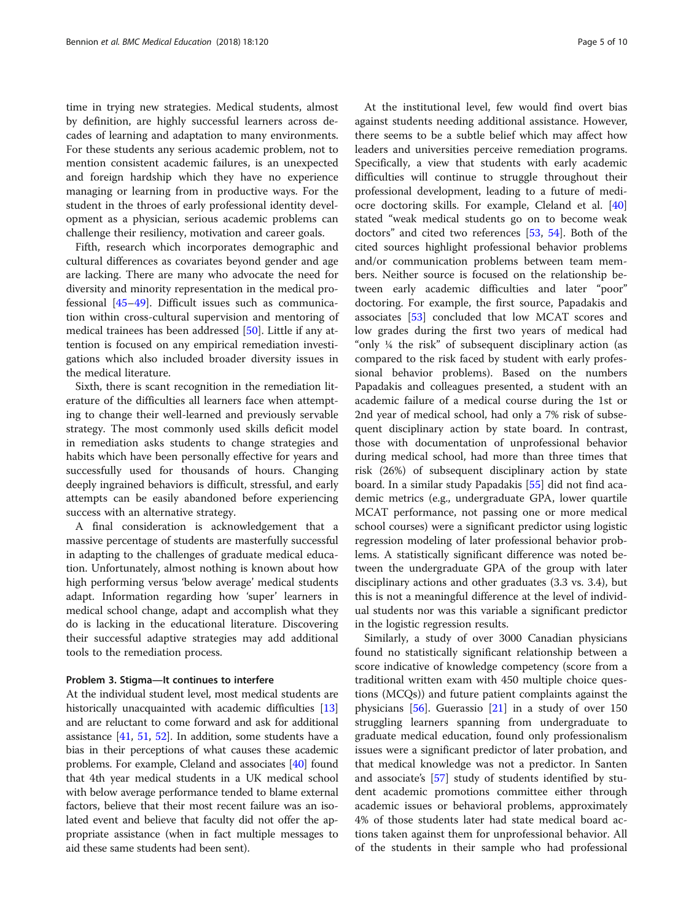time in trying new strategies. Medical students, almost by definition, are highly successful learners across decades of learning and adaptation to many environments. For these students any serious academic problem, not to mention consistent academic failures, is an unexpected and foreign hardship which they have no experience managing or learning from in productive ways. For the student in the throes of early professional identity development as a physician, serious academic problems can challenge their resiliency, motivation and career goals.

Fifth, research which incorporates demographic and cultural differences as covariates beyond gender and age are lacking. There are many who advocate the need for diversity and minority representation in the medical professional [45–49]. Difficult issues such as communication within cross-cultural supervision and mentoring of medical trainees has been addressed [50]. Little if any attention is focused on any empirical remediation investigations which also included broader diversity issues in the medical literature.

Sixth, there is scant recognition in the remediation literature of the difficulties all learners face when attempting to change their well-learned and previously servable strategy. The most commonly used skills deficit model in remediation asks students to change strategies and habits which have been personally effective for years and successfully used for thousands of hours. Changing deeply ingrained behaviors is difficult, stressful, and early attempts can be easily abandoned before experiencing success with an alternative strategy.

A final consideration is acknowledgement that a massive percentage of students are masterfully successful in adapting to the challenges of graduate medical education. Unfortunately, almost nothing is known about how high performing versus 'below average' medical students adapt. Information regarding how 'super' learners in medical school change, adapt and accomplish what they do is lacking in the educational literature. Discovering their successful adaptive strategies may add additional tools to the remediation process.

#### Problem 3. Stigma—It continues to interfere

At the individual student level, most medical students are historically unacquainted with academic difficulties [13] and are reluctant to come forward and ask for additional assistance [41, 51, 52]. In addition, some students have a bias in their perceptions of what causes these academic problems. For example, Cleland and associates [40] found that 4th year medical students in a UK medical school with below average performance tended to blame external factors, believe that their most recent failure was an isolated event and believe that faculty did not offer the appropriate assistance (when in fact multiple messages to aid these same students had been sent).

At the institutional level, few would find overt bias against students needing additional assistance. However, there seems to be a subtle belief which may affect how leaders and universities perceive remediation programs. Specifically, a view that students with early academic difficulties will continue to struggle throughout their professional development, leading to a future of mediocre doctoring skills. For example, Cleland et al. [40] stated "weak medical students go on to become weak doctors" and cited two references [53, 54]. Both of the cited sources highlight professional behavior problems and/or communication problems between team members. Neither source is focused on the relationship between early academic difficulties and later "poor" doctoring. For example, the first source, Papadakis and associates [53] concluded that low MCAT scores and low grades during the first two years of medical had "only ¼ the risk" of subsequent disciplinary action (as compared to the risk faced by student with early professional behavior problems). Based on the numbers Papadakis and colleagues presented, a student with an academic failure of a medical course during the 1st or 2nd year of medical school, had only a 7% risk of subsequent disciplinary action by state board. In contrast, those with documentation of unprofessional behavior during medical school, had more than three times that risk (26%) of subsequent disciplinary action by state board. In a similar study Papadakis [55] did not find academic metrics (e.g., undergraduate GPA, lower quartile MCAT performance, not passing one or more medical school courses) were a significant predictor using logistic regression modeling of later professional behavior problems. A statistically significant difference was noted between the undergraduate GPA of the group with later disciplinary actions and other graduates (3.3 vs. 3.4), but this is not a meaningful difference at the level of individual students nor was this variable a significant predictor in the logistic regression results.

Similarly, a study of over 3000 Canadian physicians found no statistically significant relationship between a score indicative of knowledge competency (score from a traditional written exam with 450 multiple choice questions (MCQs)) and future patient complaints against the physicians [56]. Guerassio [21] in a study of over 150 struggling learners spanning from undergraduate to graduate medical education, found only professionalism issues were a significant predictor of later probation, and that medical knowledge was not a predictor. In Santen and associate's [57] study of students identified by student academic promotions committee either through academic issues or behavioral problems, approximately 4% of those students later had state medical board actions taken against them for unprofessional behavior. All of the students in their sample who had professional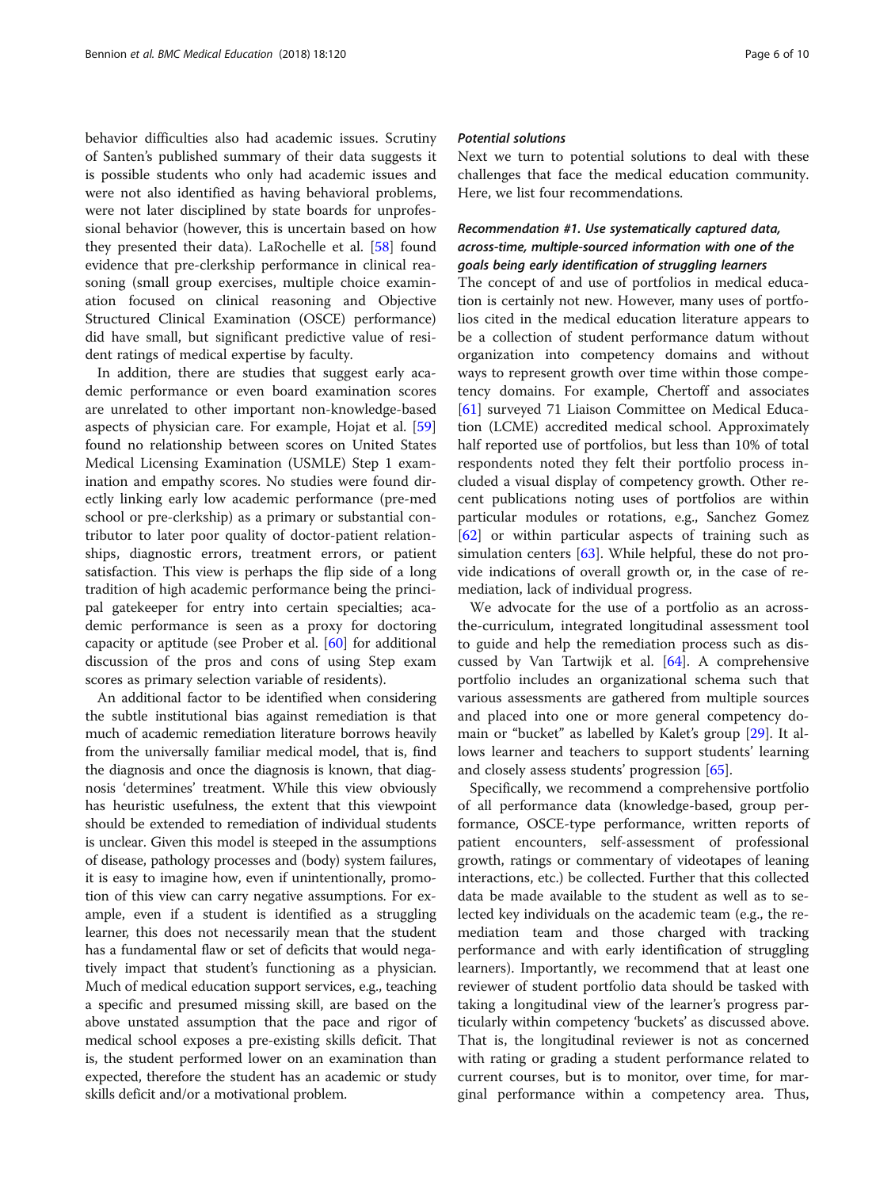behavior difficulties also had academic issues. Scrutiny of Santen's published summary of their data suggests it is possible students who only had academic issues and were not also identified as having behavioral problems, were not later disciplined by state boards for unprofessional behavior (however, this is uncertain based on how they presented their data). LaRochelle et al. [58] found evidence that pre-clerkship performance in clinical reasoning (small group exercises, multiple choice examination focused on clinical reasoning and Objective Structured Clinical Examination (OSCE) performance) did have small, but significant predictive value of resident ratings of medical expertise by faculty.

In addition, there are studies that suggest early academic performance or even board examination scores are unrelated to other important non-knowledge-based aspects of physician care. For example, Hojat et al. [59] found no relationship between scores on United States Medical Licensing Examination (USMLE) Step 1 examination and empathy scores. No studies were found directly linking early low academic performance (pre-med school or pre-clerkship) as a primary or substantial contributor to later poor quality of doctor-patient relationships, diagnostic errors, treatment errors, or patient satisfaction. This view is perhaps the flip side of a long tradition of high academic performance being the principal gatekeeper for entry into certain specialties; academic performance is seen as a proxy for doctoring capacity or aptitude (see Prober et al. [60] for additional discussion of the pros and cons of using Step exam scores as primary selection variable of residents).

An additional factor to be identified when considering the subtle institutional bias against remediation is that much of academic remediation literature borrows heavily from the universally familiar medical model, that is, find the diagnosis and once the diagnosis is known, that diagnosis 'determines' treatment. While this view obviously has heuristic usefulness, the extent that this viewpoint should be extended to remediation of individual students is unclear. Given this model is steeped in the assumptions of disease, pathology processes and (body) system failures, it is easy to imagine how, even if unintentionally, promotion of this view can carry negative assumptions. For example, even if a student is identified as a struggling learner, this does not necessarily mean that the student has a fundamental flaw or set of deficits that would negatively impact that student's functioning as a physician. Much of medical education support services, e.g., teaching a specific and presumed missing skill, are based on the above unstated assumption that the pace and rigor of medical school exposes a pre-existing skills deficit. That is, the student performed lower on an examination than expected, therefore the student has an academic or study skills deficit and/or a motivational problem.

### *Potential solutions*

Next we turn to potential solutions to deal with these challenges that face the medical education community. Here, we list four recommendations.

#### *Recommendation #1. Use systematically captured data, across-time, multiple-sourced information with one of the goals being early identification of struggling learners*

The concept of and use of portfolios in medical education is certainly not new. However, many uses of portfolios cited in the medical education literature appears to be a collection of student performance datum without organization into competency domains and without ways to represent growth over time within those competency domains. For example, Chertoff and associates [61] surveyed 71 Liaison Committee on Medical Education (LCME) accredited medical school. Approximately half reported use of portfolios, but less than 10% of total respondents noted they felt their portfolio process included a visual display of competency growth. Other recent publications noting uses of portfolios are within particular modules or rotations, e.g., Sanchez Gomez [62] or within particular aspects of training such as simulation centers [63]. While helpful, these do not provide indications of overall growth or, in the case of remediation, lack of individual progress.

We advocate for the use of a portfolio as an across-the-curriculum, integrated longitudinal assessment tool to guide and help the remediation process such as discussed by Van Tartwijk et al. [64]. A comprehensive portfolio includes an organizational schema such that various assessments are gathered from multiple sources and placed into one or more general competency domain or "bucket" as labelled by Kalet's group [29]. It allows learner and teachers to support students' learning and closely assess students' progression [65].

Specifically, we recommend a comprehensive portfolio of all performance data (knowledge-based, group performance, OSCE-type performance, written reports of patient encounters, self-assessment of professional growth, ratings or commentary of videotapes of leaning interactions, etc.) be collected. Further that this collected data be made available to the student as well as to selected key individuals on the academic team (e.g., the remediation team and those charged with tracking performance and with early identification of struggling learners). Importantly, we recommend that at least one reviewer of student portfolio data should be tasked with taking a longitudinal view of the learner's progress particularly within competency 'buckets' as discussed above. That is, the longitudinal reviewer is not as concerned with rating or grading a student performance related to current courses, but is to monitor, over time, for marginal performance within a competency area. Thus,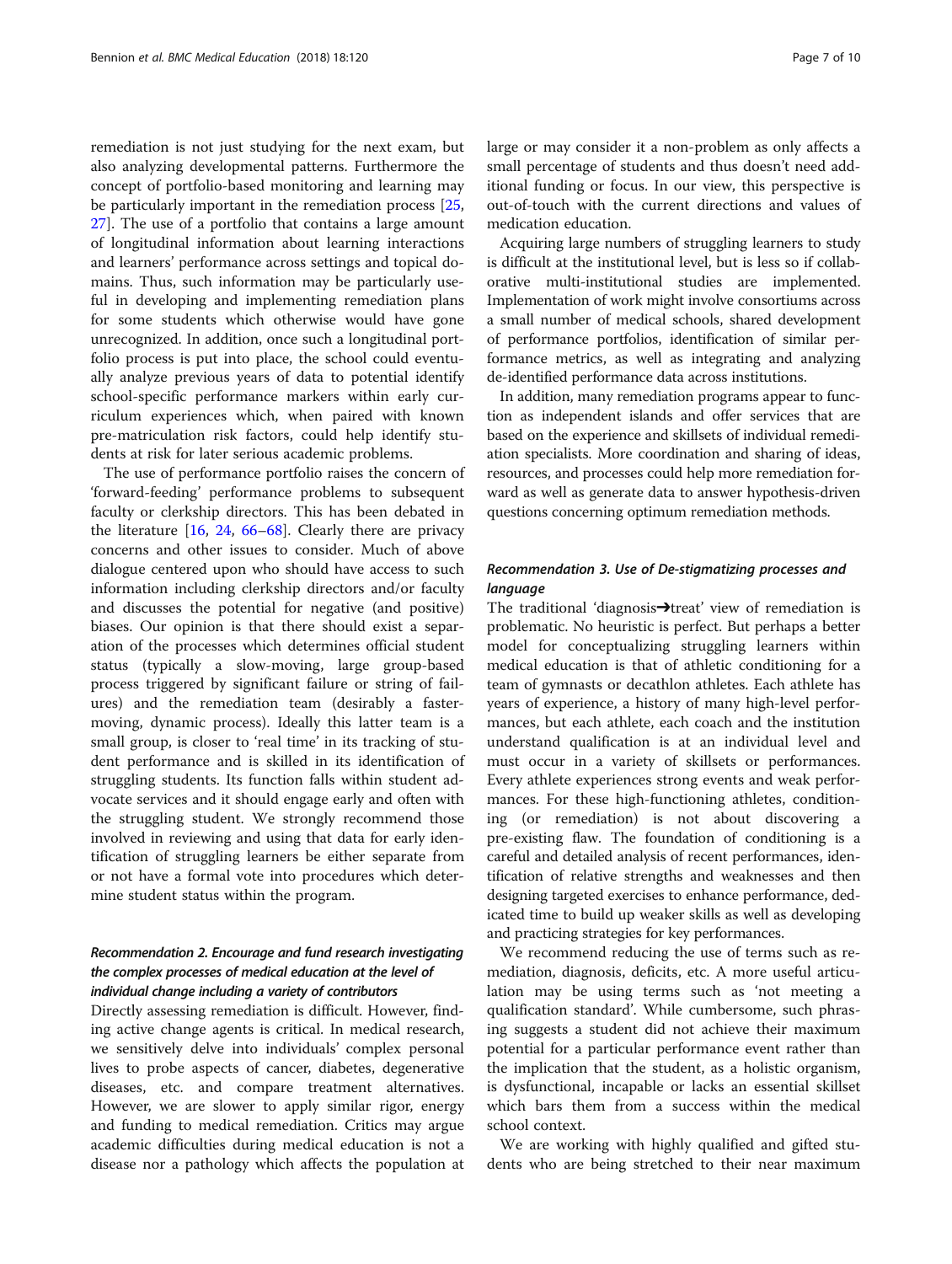remediation is not just studying for the next exam, but also analyzing developmental patterns. Furthermore the concept of portfolio-based monitoring and learning may be particularly important in the remediation process [25, 27]. The use of a portfolio that contains a large amount of longitudinal information about learning interactions and learners' performance across settings and topical domains. Thus, such information may be particularly useful in developing and implementing remediation plans for some students which otherwise would have gone unrecognized. In addition, once such a longitudinal portfolio process is put into place, the school could eventually analyze previous years of data to potential identify school-specific performance markers within early curriculum experiences which, when paired with known pre-matriculation risk factors, could help identify students at risk for later serious academic problems.

The use of performance portfolio raises the concern of 'forward-feeding' performance problems to subsequent faculty or clerkship directors. This has been debated in the literature [16, 24, 66–68]. Clearly there are privacy concerns and other issues to consider. Much of above dialogue centered upon who should have access to such information including clerkship directors and/or faculty and discusses the potential for negative (and positive) biases. Our opinion is that there should exist a separation of the processes which determines official student status (typically a slow-moving, large group-based process triggered by significant failure or string of failures) and the remediation team (desirably a faster-moving, dynamic process). Ideally this latter team is a small group, is closer to 'real time' in its tracking of student performance and is skilled in its identification of struggling students. Its function falls within student advocate services and it should engage early and often with the struggling student. We strongly recommend those involved in reviewing and using that data for early identification of struggling learners be either separate from or not have a formal vote into procedures which determine student status within the program.

### *Recommendation 2. Encourage and fund research investigating the complex processes of medical education at the level of individual change including a variety of contributors*

Directly assessing remediation is difficult. However, finding active change agents is critical. In medical research, we sensitively delve into individuals' complex personal lives to probe aspects of cancer, diabetes, degenerative diseases, etc. and compare treatment alternatives. However, we are slower to apply similar rigor, energy and funding to medical remediation. Critics may argue academic difficulties during medical education is not a disease nor a pathology which affects the population at large or may consider it a non-problem as only affects a small percentage of students and thus doesn't need additional funding or focus. In our view, this perspective is out-of-touch with the current directions and values of medication education.

Acquiring large numbers of struggling learners to study is difficult at the institutional level, but is less so if collaborative multi-institutional studies are implemented. Implementation of work might involve consortiums across a small number of medical schools, shared development of performance portfolios, identification of similar performance metrics, as well as integrating and analyzing de-identified performance data across institutions.

In addition, many remediation programs appear to function as independent islands and offer services that are based on the experience and skillsets of individual remediation specialists. More coordination and sharing of ideas, resources, and processes could help more remediation forward as well as generate data to answer hypothesis-driven questions concerning optimum remediation methods.

### *Recommendation 3. Use of De-stigmatizing processes and language*

The traditional 'diagnosis➔treat' view of remediation is problematic. No heuristic is perfect. But perhaps a better model for conceptualizing struggling learners within medical education is that of athletic conditioning for a team of gymnasts or decathlon athletes. Each athlete has years of experience, a history of many high-level performances, but each athlete, each coach and the institution understand qualification is at an individual level and must occur in a variety of skillsets or performances. Every athlete experiences strong events and weak performances. For these high-functioning athletes, conditioning (or remediation) is not about discovering a pre-existing flaw. The foundation of conditioning is a careful and detailed analysis of recent performances, identification of relative strengths and weaknesses and then designing targeted exercises to enhance performance, dedicated time to build up weaker skills as well as developing and practicing strategies for key performances.

We recommend reducing the use of terms such as remediation, diagnosis, deficits, etc. A more useful articulation may be using terms such as 'not meeting a qualification standard'. While cumbersome, such phrasing suggests a student did not achieve their maximum potential for a particular performance event rather than the implication that the student, as a holistic organism, is dysfunctional, incapable or lacks an essential skillset which bars them from a success within the medical school context.

We are working with highly qualified and gifted students who are being stretched to their near maximum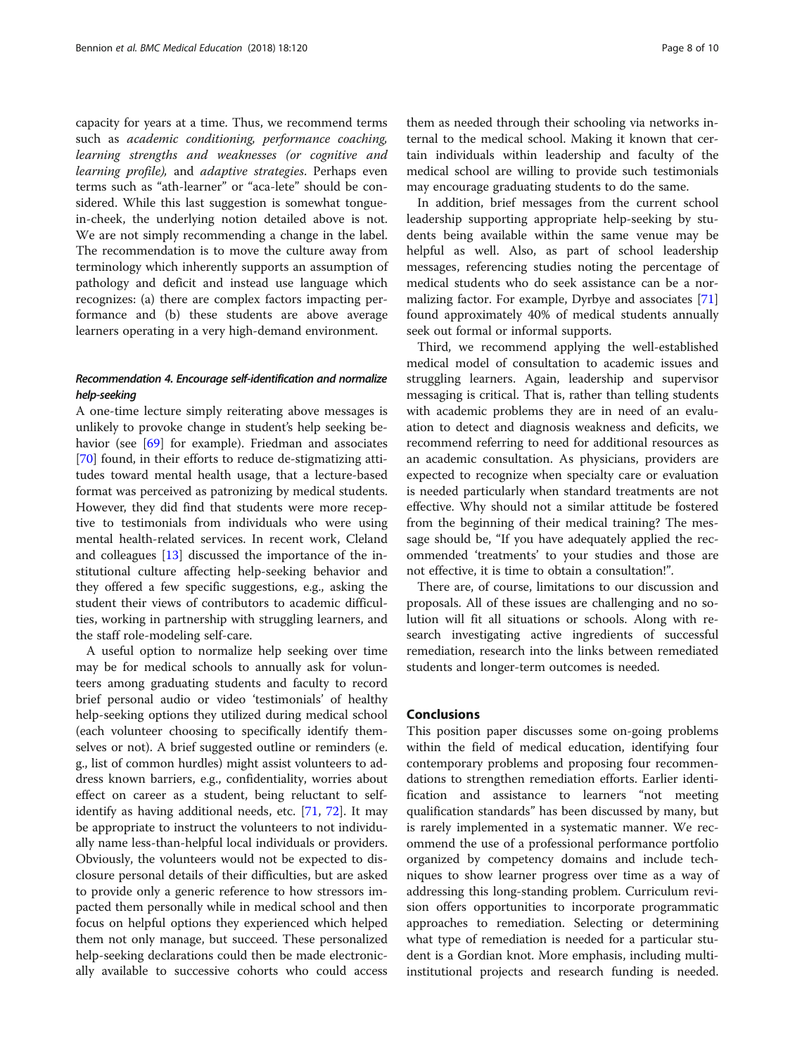capacity for years at a time. Thus, we recommend terms such as *academic conditioning, performance coaching, learning strengths and weaknesses (or cognitive and learning profile),* and *adaptive strategies*. Perhaps even terms such as "ath-learner" or "aca-lete" should be considered. While this last suggestion is somewhat tongue-in-cheek, the underlying notion detailed above is not. We are not simply recommending a change in the label. The recommendation is to move the culture away from terminology which inherently supports an assumption of pathology and deficit and instead use language which recognizes: (a) there are complex factors impacting performance and (b) these students are above average learners operating in a very high-demand environment.

#### *Recommendation 4. Encourage self-identification and normalize help-seeking*

A one-time lecture simply reiterating above messages is unlikely to provoke change in student's help seeking behavior (see [69] for example). Friedman and associates [70] found, in their efforts to reduce de-stigmatizing attitudes toward mental health usage, that a lecture-based format was perceived as patronizing by medical students. However, they did find that students were more receptive to testimonials from individuals who were using mental health-related services. In recent work, Cleland and colleagues [13] discussed the importance of the institutional culture affecting help-seeking behavior and they offered a few specific suggestions, e.g., asking the student their views of contributors to academic difficulties, working in partnership with struggling learners, and the staff role-modeling self-care.

A useful option to normalize help seeking over time may be for medical schools to annually ask for volunteers among graduating students and faculty to record brief personal audio or video 'testimonials' of healthy help-seeking options they utilized during medical school (each volunteer choosing to specifically identify themselves or not). A brief suggested outline or reminders (e.g., list of common hurdles) might assist volunteers to address known barriers, e.g., confidentiality, worries about effect on career as a student, being reluctant to self-identify as having additional needs, etc. [71, 72]. It may be appropriate to instruct the volunteers to not individually name less-than-helpful local individuals or providers. Obviously, the volunteers would not be expected to disclosure personal details of their difficulties, but are asked to provide only a generic reference to how stressors impacted them personally while in medical school and then focus on helpful options they experienced which helped them not only manage, but succeed. These personalized help-seeking declarations could then be made electronically available to successive cohorts who could access them as needed through their schooling via networks internal to the medical school. Making it known that certain individuals within leadership and faculty of the medical school are willing to provide such testimonials may encourage graduating students to do the same.

In addition, brief messages from the current school leadership supporting appropriate help-seeking by students being available within the same venue may be helpful as well. Also, as part of school leadership messages, referencing studies noting the percentage of medical students who do seek assistance can be a normalizing factor. For example, Dyrbye and associates [71] found approximately 40% of medical students annually seek out formal or informal supports.

Third, we recommend applying the well-established medical model of consultation to academic issues and struggling learners. Again, leadership and supervisor messaging is critical. That is, rather than telling students with academic problems they are in need of an evaluation to detect and diagnosis weakness and deficits, we recommend referring to need for additional resources as an academic consultation. As physicians, providers are expected to recognize when specialty care or evaluation is needed particularly when standard treatments are not effective. Why should not a similar attitude be fostered from the beginning of their medical training? The message should be, "If you have adequately applied the recommended 'treatments' to your studies and those are not effective, it is time to obtain a consultation!".

There are, of course, limitations to our discussion and proposals. All of these issues are challenging and no solution will fit all situations or schools. Along with research investigating active ingredients of successful remediation, research into the links between remediated students and longer-term outcomes is needed.

## Conclusions

This position paper discusses some on-going problems within the field of medical education, identifying four contemporary problems and proposing four recommendations to strengthen remediation efforts. Earlier identification and assistance to learners "not meeting qualification standards" has been discussed by many, but is rarely implemented in a systematic manner. We recommend the use of a professional performance portfolio organized by competency domains and include techniques to show learner progress over time as a way of addressing this long-standing problem. Curriculum revision offers opportunities to incorporate programmatic approaches to remediation. Selecting or determining what type of remediation is needed for a particular student is a Gordian knot. More emphasis, including multi-institutional projects and research funding is needed.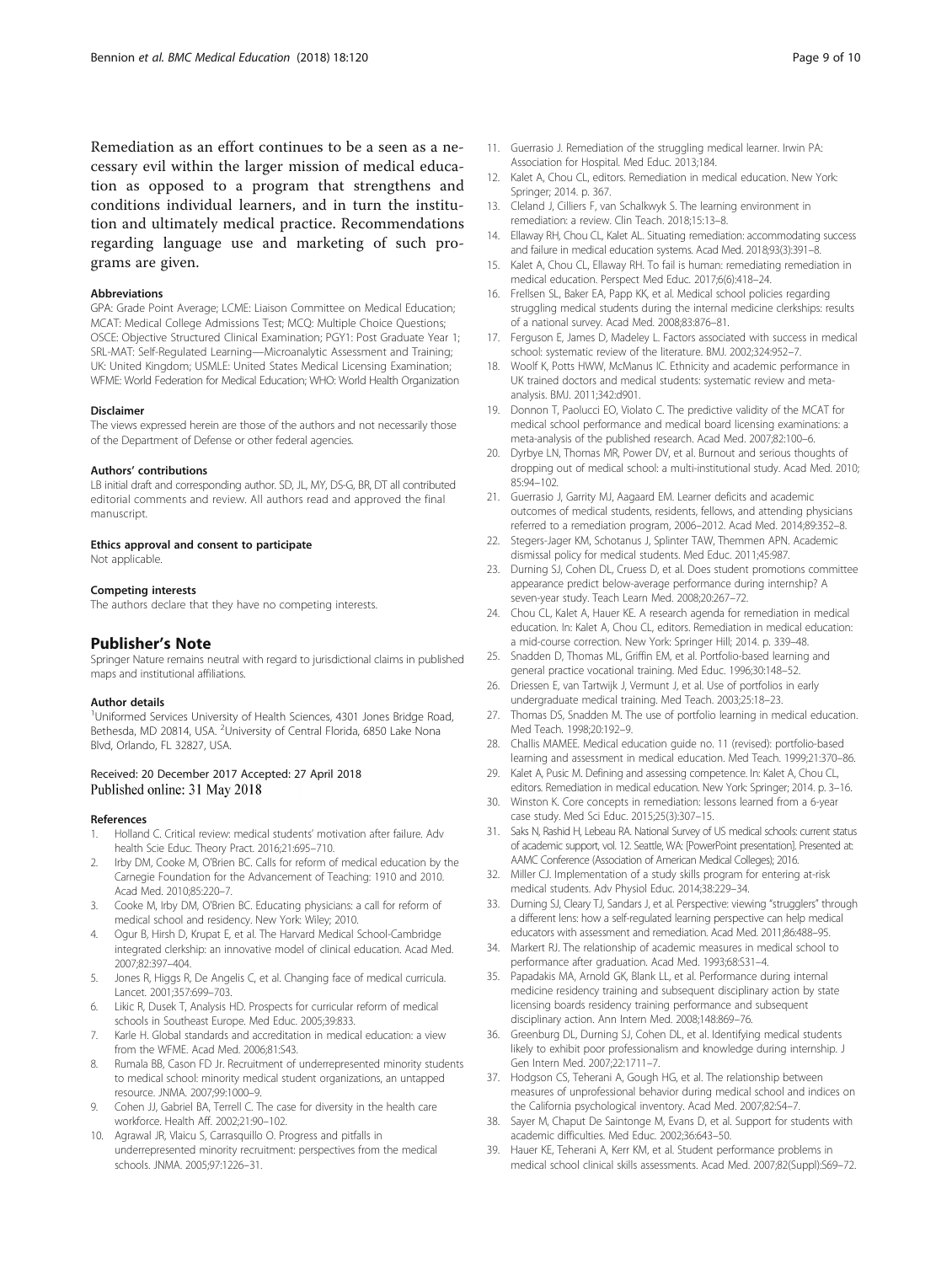Remediation as an effort continues to be a seen as a necessary evil within the larger mission of medical education as opposed to a program that strengthens and conditions individual learners, and in turn the institution and ultimately medical practice. Recommendations regarding language use and marketing of such programs are given.

#### Abbreviations

GPA: Grade Point Average; LCME: Liaison Committee on Medical Education; MCAT: Medical College Admissions Test; MCQ: Multiple Choice Questions; OSCE: Objective Structured Clinical Examination; PGY1: Post Graduate Year 1; SRL-MAT: Self-Regulated Learning—Microanalytic Assessment and Training; UK: United Kingdom; USMLE: United States Medical Licensing Examination; WFME: World Federation for Medical Education; WHO: World Health Organization

#### Disclaimer

The views expressed herein are those of the authors and not necessarily those of the Department of Defense or other federal agencies.

#### Authors' contributions

LB initial draft and corresponding author. SD, JL, MY, DS-G, BR, DT all contributed editorial comments and review. All authors read and approved the final manuscript.

#### Ethics approval and consent to participate

Not applicable.

#### Competing interests

The authors declare that they have no competing interests.

## Publisher's Note

Springer Nature remains neutral with regard to jurisdictional claims in published maps and institutional affiliations.

#### Author details

[1]Uniformed Services University of Health Sciences, 4301 Jones Bridge Road, Bethesda, MD 20814, USA. [2]University of Central Florida, 6850 Lake Nona Blvd, Orlando, FL 32827, USA.

Received: 20 December 2017 Accepted: 27 April 2018
Published online: 31 May 2018

#### References

1. Holland C. Critical review: medical students' motivation after failure. Adv health Scie Educ. Theory Pract. 2016;21:695–710.
2. Irby DM, Cooke M, O'Brien BC. Calls for reform of medical education by the Carnegie Foundation for the Advancement of Teaching: 1910 and 2010. Acad Med. 2010;85:220–7.
3. Cooke M, Irby DM, O'Brien BC. Educating physicians: a call for reform of medical school and residency. New York: Wiley; 2010.
4. Ogur B, Hirsh D, Krupat E, et al. The Harvard Medical School-Cambridge integrated clerkship: an innovative model of clinical education. Acad Med. 2007;82:397–404.
5. Jones R, Higgs R, De Angelis C, et al. Changing face of medical curricula. Lancet. 2001;357:699–703.
6. Likic R, Dusek T, Analysis HD. Prospects for curricular reform of medical schools in Southeast Europe. Med Educ. 2005;39:833.
7. Karle H. Global standards and accreditation in medical education: a view from the WFME. Acad Med. 2006;81:S43.
8. Rumala BB, Cason FD Jr. Recruitment of underrepresented minority students to medical school: minority medical student organizations, an untapped resource. JNMA. 2007;99:1000–9.
9. Cohen JJ, Gabriel BA, Terrell C. The case for diversity in the health care workforce. Health Aff. 2002;21:90–102.
10. Agrawal JR, Vlaicu S, Carrasquillo O. Progress and pitfalls in underrepresented minority recruitment: perspectives from the medical schools. JNMA. 2005;97:1226–31.
11. Guerrasio J. Remediation of the struggling medical learner. Irwin PA: Association for Hospital. Med Educ. 2013;184.
12. Kalet A, Chou CL, editors. Remediation in medical education. New York: Springer; 2014. p. 367.
13. Cleland J, Cilliers F, van Schalkwyk S. The learning environment in remediation: a review. Clin Teach. 2018;15:13–8.
14. Ellaway RH, Chou CL, Kalet AL. Situating remediation: accommodating success and failure in medical education systems. Acad Med. 2018;93(3):391–8.
15. Kalet A, Chou CL, Ellaway RH. To fail is human: remediating remediation in medical education. Perspect Med Educ. 2017;6(6):418–24.
16. Frellsen SL, Baker EA, Papp KK, et al. Medical school policies regarding struggling medical students during the internal medicine clerkships: results of a national survey. Acad Med. 2008;83:876–81.
17. Ferguson E, James D, Madeley L. Factors associated with success in medical school: systematic review of the literature. BMJ. 2002;324:952–7.
18. Woolf K, Potts HWW, McManus IC. Ethnicity and academic performance in UK trained doctors and medical students: systematic review and meta-analysis. BMJ. 2011;342:d901.
19. Donnon T, Paolucci EO, Violato C. The predictive validity of the MCAT for medical school performance and medical board licensing examinations: a meta-analysis of the published research. Acad Med. 2007;82:100–6.
20. Dyrbye LN, Thomas MR, Power DV, et al. Burnout and serious thoughts of dropping out of medical school: a multi-institutional study. Acad Med. 2010; 85:94–102.
21. Guerrasio J, Garrity MJ, Aagaard EM. Learner deficits and academic outcomes of medical students, residents, fellows, and attending physicians referred to a remediation program, 2006–2012. Acad Med. 2014;89:352–8.
22. Stegers-Jager KM, Schotanus J, Splinter TAW, Themmen APN. Academic dismissal policy for medical students. Med Educ. 2011;45:987.
23. Durning SJ, Cohen DL, Cruess D, et al. Does student promotions committee appearance predict below-average performance during internship? A seven-year study. Teach Learn Med. 2008;20:267–72.
24. Chou CL, Kalet A, Hauer KE. A research agenda for remediation in medical education. In: Kalet A, Chou CL, editors. Remediation in medical education: a mid-course correction. New York: Springer Hill; 2014. p. 339–48.
25. Snadden D, Thomas ML, Griffin EM, et al. Portfolio-based learning and general practice vocational training. Med Educ. 1996;30:148–52.
26. Driessen E, van Tartwijk J, Vermunt J, et al. Use of portfolios in early undergraduate medical training. Med Teach. 2003;25:18–23.
27. Thomas DS, Snadden M. The use of portfolio learning in medical education. Med Teach. 1998;20:192–9.
28. Challis MAMEE. Medical education guide no. 11 (revised): portfolio-based learning and assessment in medical education. Med Teach. 1999;21:370–86.
29. Kalet A, Pusic M. Defining and assessing competence. In: Kalet A, Chou CL, editors. Remediation in medical education. New York: Springer; 2014. p. 3–16.
30. Winston K. Core concepts in remediation: lessons learned from a 6-year case study. Med Sci Educ. 2015;25(3):307–15.
31. Saks N, Rashid H, Lebeau RA. National Survey of US medical schools: current status of academic support, vol. 12. Seattle, WA: [PowerPoint presentation]. Presented at: AAMC Conference (Association of American Medical Colleges); 2016.
32. Miller CJ. Implementation of a study skills program for entering at-risk medical students. Adv Physiol Educ. 2014;38:229–34.
33. Durning SJ, Cleary TJ, Sandars J, et al. Perspective: viewing "strugglers" through a different lens: how a self-regulated learning perspective can help medical educators with assessment and remediation. Acad Med. 2011;86:488–95.
34. Markert RJ. The relationship of academic measures in medical school to performance after graduation. Acad Med. 1993;68:S31–4.
35. Papadakis MA, Arnold GK, Blank LL, et al. Performance during internal medicine residency training and subsequent disciplinary action by state licensing boards residency training performance and subsequent disciplinary action. Ann Intern Med. 2008;148:869–76.
36. Greenburg DL, Durning SJ, Cohen DL, et al. Identifying medical students likely to exhibit poor professionalism and knowledge during internship. J Gen Intern Med. 2007;22:1711–7.
37. Hodgson CS, Teherani A, Gough HG, et al. The relationship between measures of unprofessional behavior during medical school and indices on the California psychological inventory. Acad Med. 2007;82:S4–7.
38. Sayer M, Chaput De Saintonge M, Evans D, et al. Support for students with academic difficulties. Med Educ. 2002;36:643–50.
39. Hauer KE, Teherani A, Kerr KM, et al. Student performance problems in medical school clinical skills assessments. Acad Med. 2007;82(Suppl):S69–72.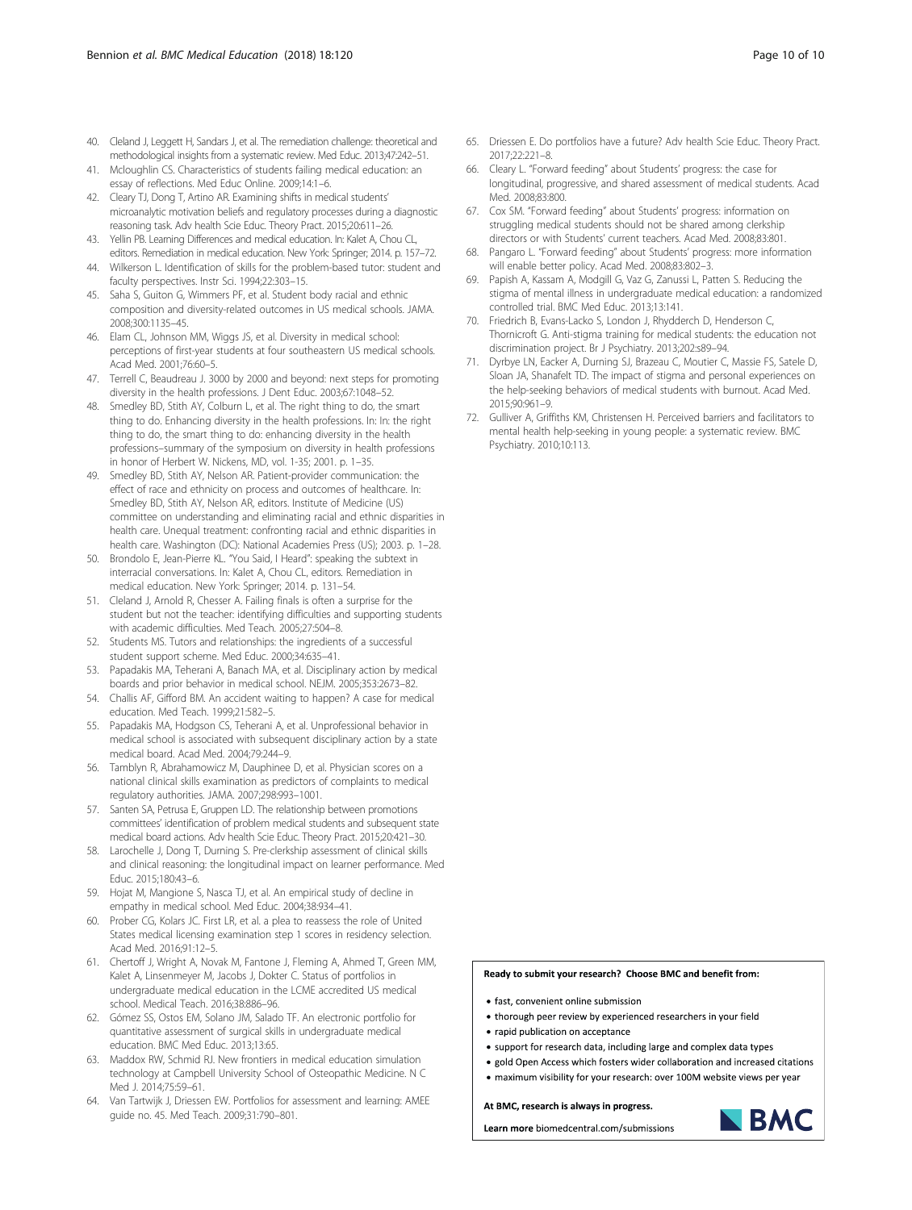40. Cleland J, Leggett H, Sandars J, et al. The remediation challenge: theoretical and methodological insights from a systematic review. Med Educ. 2013;47:242–51.
41. Mcloughlin CS. Characteristics of students failing medical education: an essay of reflections. Med Educ Online. 2009;14:1–6.
42. Cleary TJ, Dong T, Artino AR. Examining shifts in medical students' microanalytic motivation beliefs and regulatory processes during a diagnostic reasoning task. Adv health Scie Educ. Theory Pract. 2015;20:611–26.
43. Yellin PB. Learning Differences and medical education. In: Kalet A, Chou CL, editors. Remediation in medical education. New York: Springer; 2014. p. 157–72.
44. Wilkerson L. Identification of skills for the problem-based tutor: student and faculty perspectives. Instr Sci. 1994;22:303–15.
45. Saha S, Guiton G, Wimmers PF, et al. Student body racial and ethnic composition and diversity-related outcomes in US medical schools. JAMA. 2008;300:1135–45.
46. Elam CL, Johnson MM, Wiggs JS, et al. Diversity in medical school: perceptions of first-year students at four southeastern US medical schools. Acad Med. 2001;76:60–5.
47. Terrell C, Beaudreau J. 3000 by 2000 and beyond: next steps for promoting diversity in the health professions. J Dent Educ. 2003;67:1048–52.
48. Smedley BD, Stith AY, Colburn L, et al. The right thing to do, the smart thing to do. Enhancing diversity in the health professions. In: In: the right thing to do, the smart thing to do: enhancing diversity in the health professions–summary of the symposium on diversity in health professions in honor of Herbert W. Nickens, MD, vol. 1-35; 2001. p. 1–35.
49. Smedley BD, Stith AY, Nelson AR. Patient-provider communication: the effect of race and ethnicity on process and outcomes of healthcare. In: Smedley BD, Stith AY, Nelson AR, editors. Institute of Medicine (US) committee on understanding and eliminating racial and ethnic disparities in health care. Unequal treatment: confronting racial and ethnic disparities in health care. Washington (DC): National Academies Press (US); 2003. p. 1–28.
50. Brondolo E, Jean-Pierre KL. "You Said, I Heard": speaking the subtext in interracial conversations. In: Kalet A, Chou CL, editors. Remediation in medical education. New York: Springer; 2014. p. 131–54.
51. Cleland J, Arnold R, Chesser A. Failing finals is often a surprise for the student but not the teacher: identifying difficulties and supporting students with academic difficulties. Med Teach. 2005;27:504–8.
52. Students MS. Tutors and relationships: the ingredients of a successful student support scheme. Med Educ. 2000;34:635–41.
53. Papadakis MA, Teherani A, Banach MA, et al. Disciplinary action by medical boards and prior behavior in medical school. NEJM. 2005;353:2673–82.
54. Challis AF, Gifford BM. An accident waiting to happen? A case for medical education. Med Teach. 1999;21:582–5.
55. Papadakis MA, Hodgson CS, Teherani A, et al. Unprofessional behavior in medical school is associated with subsequent disciplinary action by a state medical board. Acad Med. 2004;79:244–9.
56. Tamblyn R, Abrahamowicz M, Dauphinee D, et al. Physician scores on a national clinical skills examination as predictors of complaints to medical regulatory authorities. JAMA. 2007;298:993–1001.
57. Santen SA, Petrusa E, Gruppen LD. The relationship between promotions committees' identification of problem medical students and subsequent state medical board actions. Adv health Scie Educ. Theory Pract. 2015;20:421–30.
58. Larochelle J, Dong T, Durning S. Pre-clerkship assessment of clinical skills and clinical reasoning: the longitudinal impact on learner performance. Med Educ. 2015;180:43–6.
59. Hojat M, Mangione S, Nasca TJ, et al. An empirical study of decline in empathy in medical school. Med Educ. 2004;38:934–41.
60. Prober CG, Kolars JC. First LR, et al. a plea to reassess the role of United States medical licensing examination step 1 scores in residency selection. Acad Med. 2016;91:12–5.
61. Chertoff J, Wright A, Novak M, Fantone J, Fleming A, Ahmed T, Green MM, Kalet A, Linsenmeyer M, Jacobs J, Dokter C. Status of portfolios in undergraduate medical education in the LCME accredited US medical school. Medical Teach. 2016;38:886–96.
62. Gómez SS, Ostos EM, Solano JM, Salado TF. An electronic portfolio for quantitative assessment of surgical skills in undergraduate medical education. BMC Med Educ. 2013;13:65.
63. Maddox RW, Schmid RJ. New frontiers in medical education simulation technology at Campbell University School of Osteopathic Medicine. N C Med J. 2014;75:59–61.
64. Van Tartwijk J, Driessen EW. Portfolios for assessment and learning: AMEE guide no. 45. Med Teach. 2009;31:790–801.
65. Driessen E. Do portfolios have a future? Adv health Scie Educ. Theory Pract. 2017;22:221–8.
66. Cleary L. "Forward feeding" about Students' progress: the case for longitudinal, progressive, and shared assessment of medical students. Acad Med. 2008;83:800.
67. Cox SM. "Forward feeding" about Students' progress: information on struggling medical students should not be shared among clerkship directors or with Students' current teachers. Acad Med. 2008;83:801.
68. Pangaro L. "Forward feeding" about Students' progress: more information will enable better policy. Acad Med. 2008;83:802–3.
69. Papish A, Kassam A, Modgill G, Vaz G, Zanussi L, Patten S. Reducing the stigma of mental illness in undergraduate medical education: a randomized controlled trial. BMC Med Educ. 2013;13:141.
70. Friedrich B, Evans-Lacko S, London J, Rhydderch D, Henderson C, Thornicroft G. Anti-stigma training for medical students: the education not discrimination project. Br J Psychiatry. 2013;202:s89–94.
71. Dyrbye LN, Eacker A, Durning SJ, Brazeau C, Moutier C, Massie FS, Satele D, Sloan JA, Shanafelt TD. The impact of stigma and personal experiences on the help-seeking behaviors of medical students with burnout. Acad Med. 2015;90:961–9.
72. Gulliver A, Griffiths KM, Christensen H. Perceived barriers and facilitators to mental health help-seeking in young people: a systematic review. BMC Psychiatry. 2010;10:113.